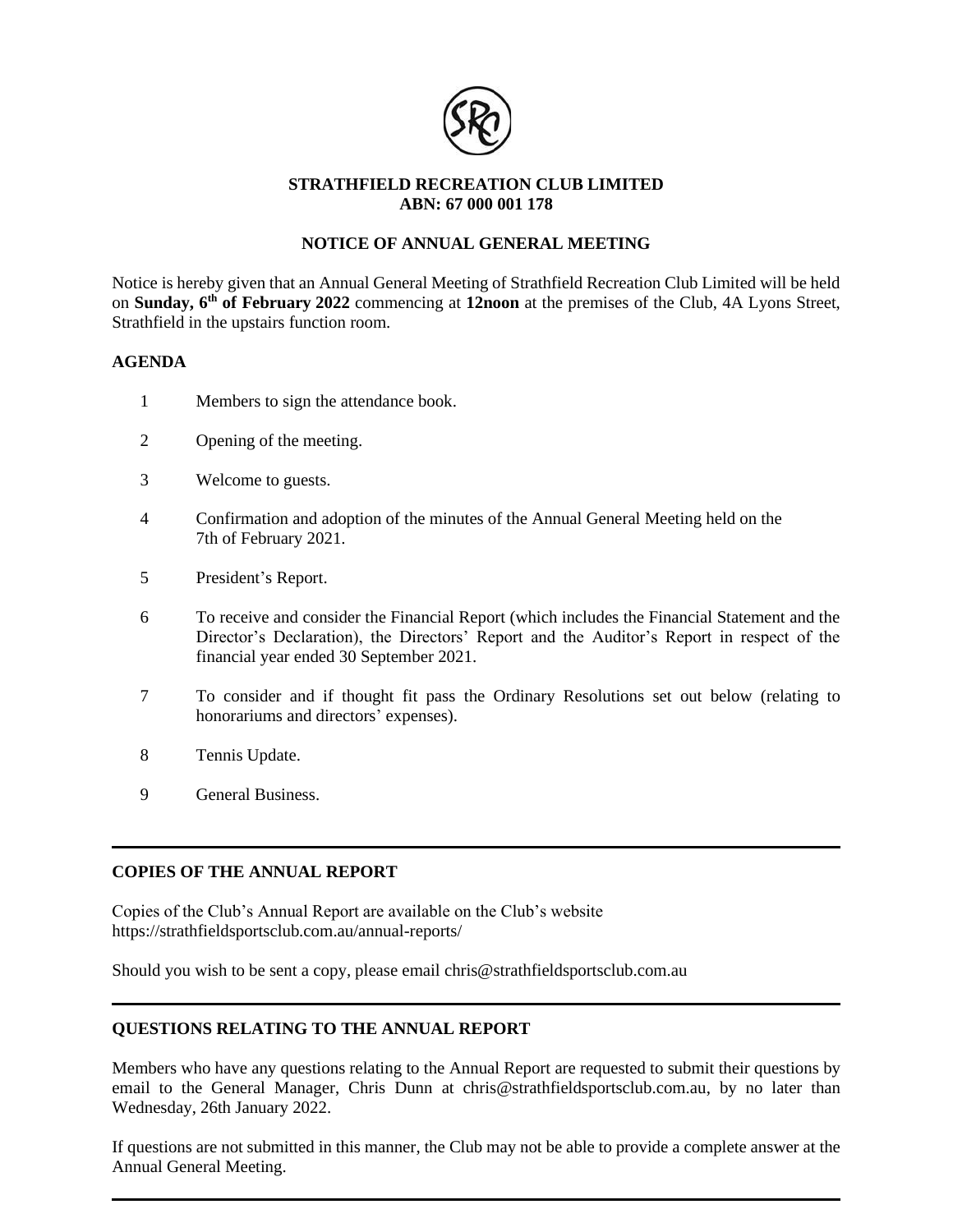**STRATHFIELD RECREATION CLUB LIMITED**
**ABN: 67 000 001 178**

## NOTICE OF ANNUAL GENERAL MEETING

Notice is hereby given that an Annual General Meeting of Strathfield Recreation Club Limited will be held on **Sunday, 6th of February 2022** commencing at **12noon** at the premises of the Club, 4A Lyons Street, Strathfield in the upstairs function room.

### AGENDA

1. Members to sign the attendance book.
2. Opening of the meeting.
3. Welcome to guests.
4. Confirmation and adoption of the minutes of the Annual General Meeting held on the 7th of February 2021.
5. President's Report.
6. To receive and consider the Financial Report (which includes the Financial Statement and the Director's Declaration), the Directors' Report and the Auditor's Report in respect of the financial year ended 30 September 2021.
7. To consider and if thought fit pass the Ordinary Resolutions set out below (relating to honorariums and directors' expenses).
8. Tennis Update.
9. General Business.

---

### COPIES OF THE ANNUAL REPORT

Copies of the Club's Annual Report are available on the Club's website https://strathfieldsportsclub.com.au/annual-reports/

Should you wish to be sent a copy, please email chris@strathfieldsportsclub.com.au

---

### QUESTIONS RELATING TO THE ANNUAL REPORT

Members who have any questions relating to the Annual Report are requested to submit their questions by email to the General Manager, Chris Dunn at chris@strathfieldsportsclub.com.au, by no later than Wednesday, 26th January 2022.

If questions are not submitted in this manner, the Club may not be able to provide a complete answer at the Annual General Meeting.

---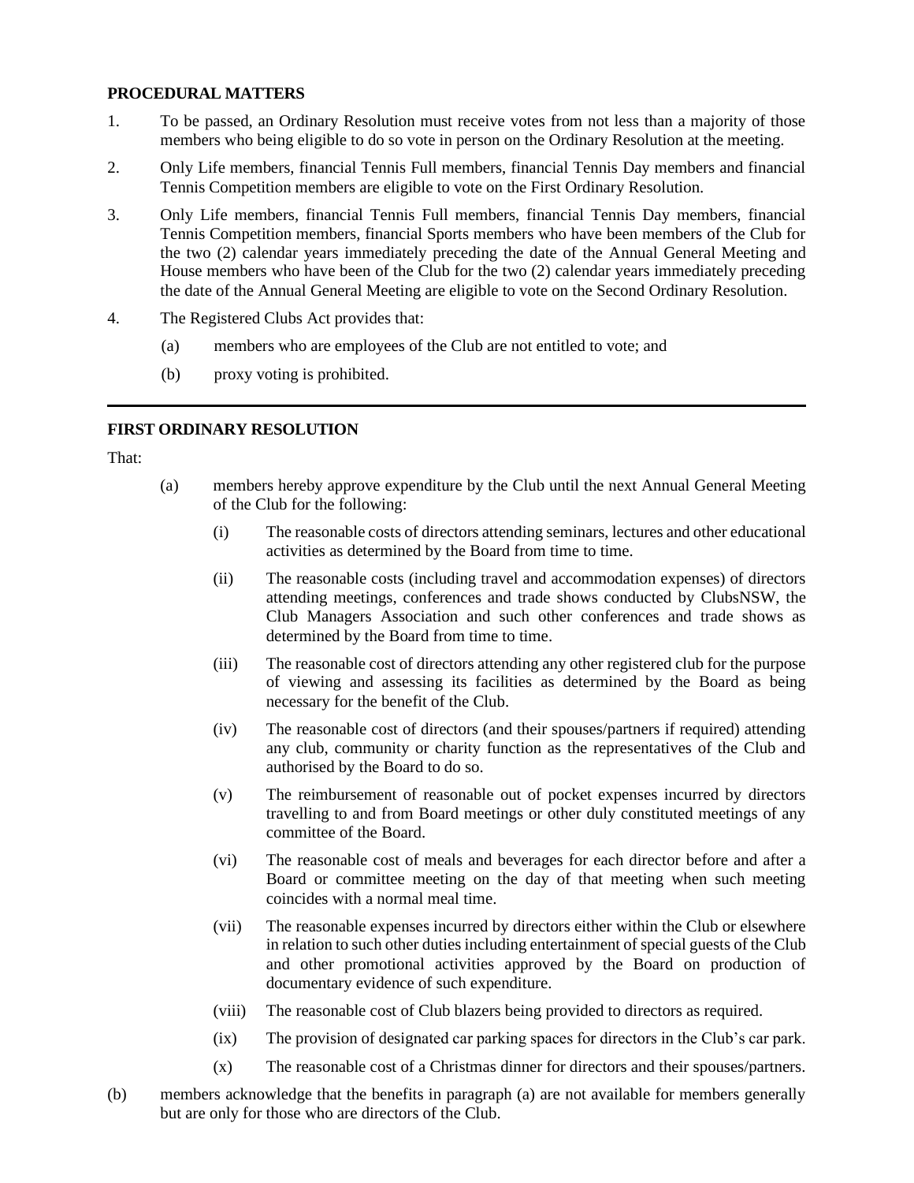**PROCEDURAL MATTERS**

1. To be passed, an Ordinary Resolution must receive votes from not less than a majority of those members who being eligible to do so vote in person on the Ordinary Resolution at the meeting.

2. Only Life members, financial Tennis Full members, financial Tennis Day members and financial Tennis Competition members are eligible to vote on the First Ordinary Resolution.

3. Only Life members, financial Tennis Full members, financial Tennis Day members, financial Tennis Competition members, financial Sports members who have been members of the Club for the two (2) calendar years immediately preceding the date of the Annual General Meeting and House members who have been of the Club for the two (2) calendar years immediately preceding the date of the Annual General Meeting are eligible to vote on the Second Ordinary Resolution.

4. The Registered Clubs Act provides that:

   (a) members who are employees of the Club are not entitled to vote; and

   (b) proxy voting is prohibited.

---

**FIRST ORDINARY RESOLUTION**

That:

(a) members hereby approve expenditure by the Club until the next Annual General Meeting of the Club for the following:

   (i) The reasonable costs of directors attending seminars, lectures and other educational activities as determined by the Board from time to time.

   (ii) The reasonable costs (including travel and accommodation expenses) of directors attending meetings, conferences and trade shows conducted by ClubsNSW, the Club Managers Association and such other conferences and trade shows as determined by the Board from time to time.

   (iii) The reasonable cost of directors attending any other registered club for the purpose of viewing and assessing its facilities as determined by the Board as being necessary for the benefit of the Club.

   (iv) The reasonable cost of directors (and their spouses/partners if required) attending any club, community or charity function as the representatives of the Club and authorised by the Board to do so.

   (v) The reimbursement of reasonable out of pocket expenses incurred by directors travelling to and from Board meetings or other duly constituted meetings of any committee of the Board.

   (vi) The reasonable cost of meals and beverages for each director before and after a Board or committee meeting on the day of that meeting when such meeting coincides with a normal meal time.

   (vii) The reasonable expenses incurred by directors either within the Club or elsewhere in relation to such other duties including entertainment of special guests of the Club and other promotional activities approved by the Board on production of documentary evidence of such expenditure.

   (viii) The reasonable cost of Club blazers being provided to directors as required.

   (ix) The provision of designated car parking spaces for directors in the Club's car park.

   (x) The reasonable cost of a Christmas dinner for directors and their spouses/partners.

(b) members acknowledge that the benefits in paragraph (a) are not available for members generally but are only for those who are directors of the Club.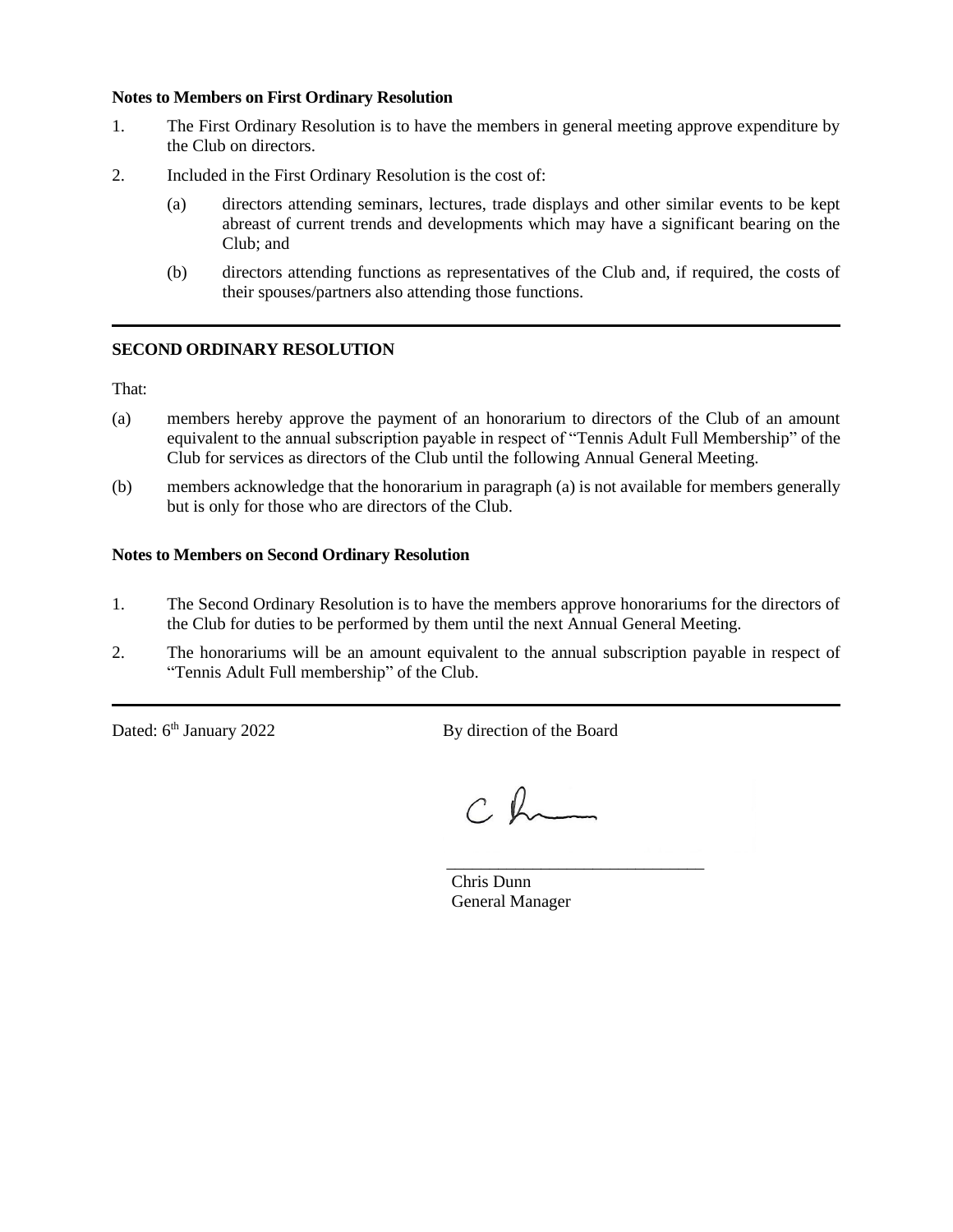**Notes to Members on First Ordinary Resolution**

1. The First Ordinary Resolution is to have the members in general meeting approve expenditure by the Club on directors.

2. Included in the First Ordinary Resolution is the cost of:

   (a) directors attending seminars, lectures, trade displays and other similar events to be kept abreast of current trends and developments which may have a significant bearing on the Club; and

   (b) directors attending functions as representatives of the Club and, if required, the costs of their spouses/partners also attending those functions.

---

**SECOND ORDINARY RESOLUTION**

That:

(a) members hereby approve the payment of an honorarium to directors of the Club of an amount equivalent to the annual subscription payable in respect of "Tennis Adult Full Membership" of the Club for services as directors of the Club until the following Annual General Meeting.

(b) members acknowledge that the honorarium in paragraph (a) is not available for members generally but is only for those who are directors of the Club.

**Notes to Members on Second Ordinary Resolution**

1. The Second Ordinary Resolution is to have the members approve honorariums for the directors of the Club for duties to be performed by them until the next Annual General Meeting.

2. The honorariums will be an amount equivalent to the annual subscription payable in respect of "Tennis Adult Full membership" of the Club.

---

Dated: 6th January 2022

By direction of the Board

Chris Dunn
General Manager